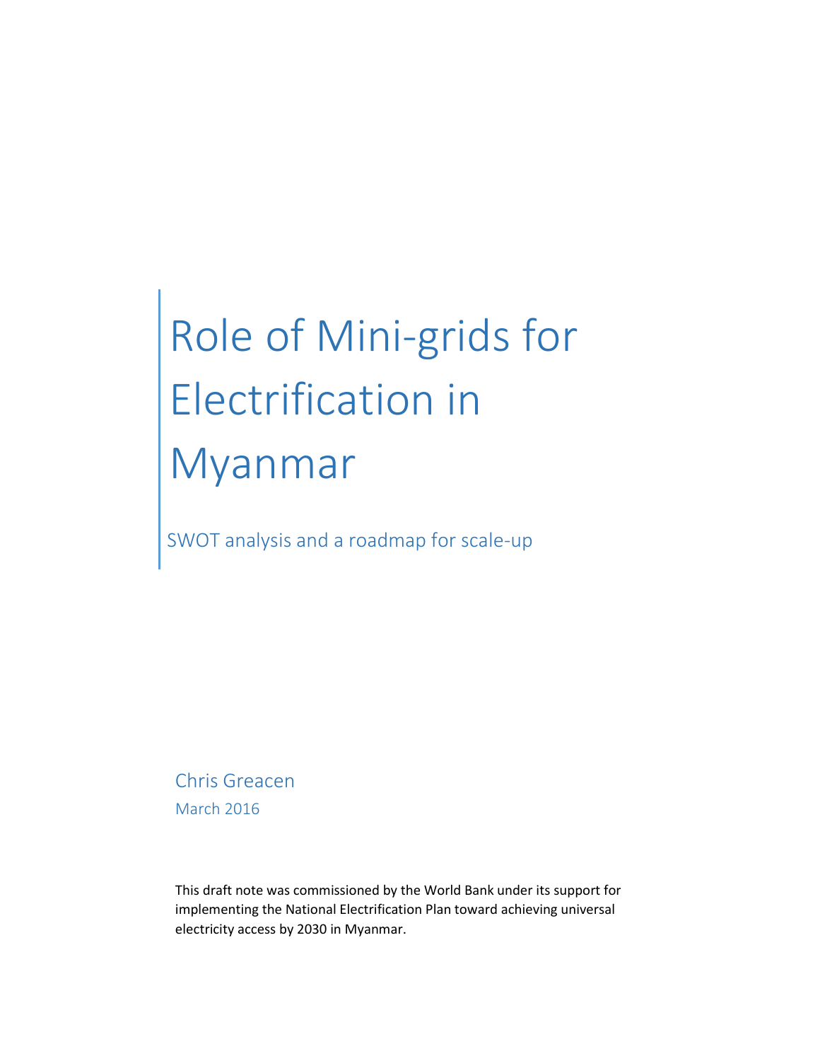# Role of Mini-grids for Electrification in Myanmar

## SWOT analysis and a roadmap for scale-up

Chris Greacen

March 2016

This draft note was commissioned by the World Bank under its support for implementing the National Electrification Plan toward achieving universal electricity access by 2030 in Myanmar.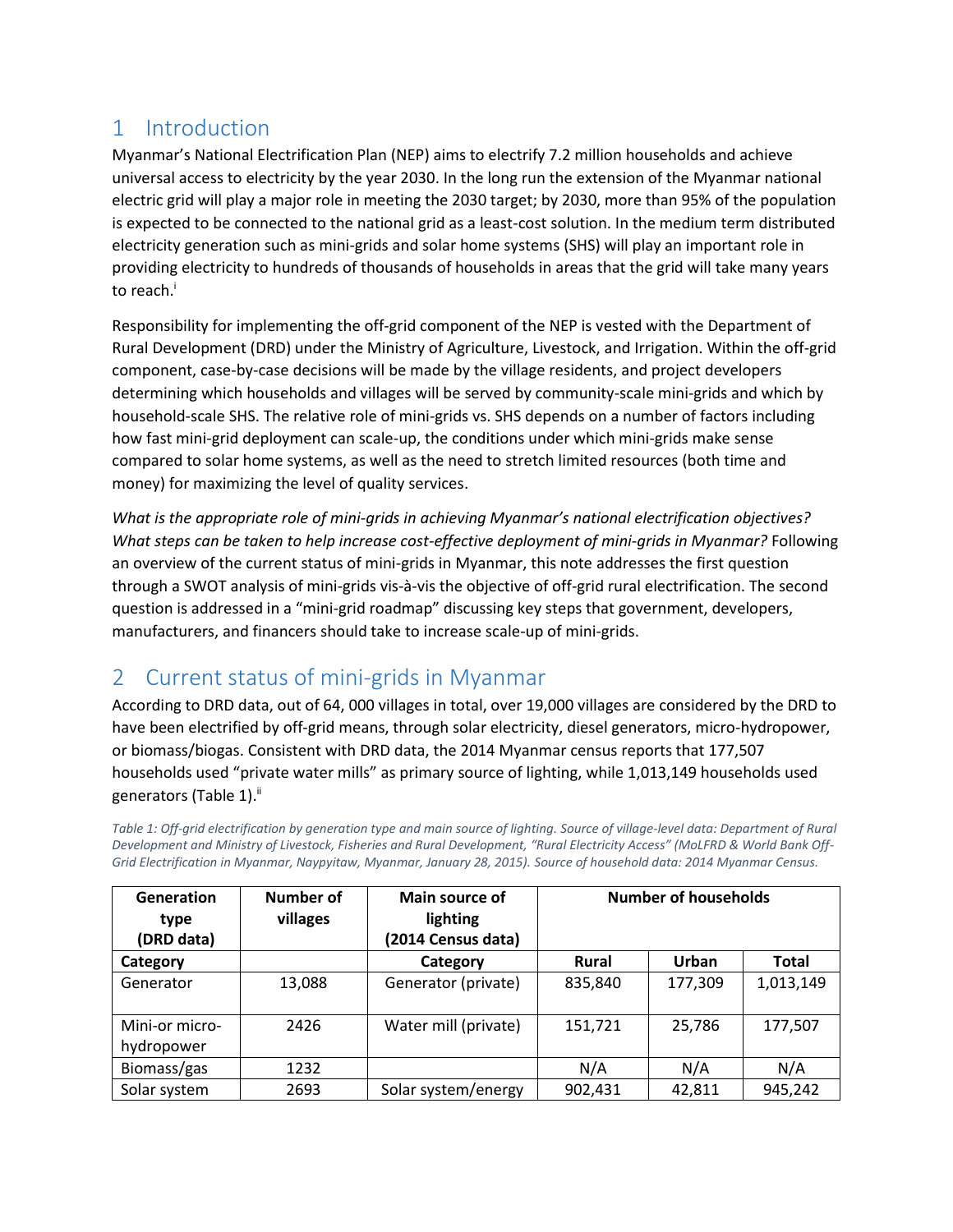# 1 Introduction

Myanmar's National Electrification Plan (NEP) aims to electrify 7.2 million households and achieve universal access to electricity by the year 2030. In the long run the extension of the Myanmar national electric grid will play a major role in meeting the 2030 target; by 2030, more than 95% of the population is expected to be connected to the national grid as a least-cost solution. In the medium term distributed electricity generation such as mini-grids and solar home systems (SHS) will play an important role in providing electricity to hundreds of thousands of households in areas that the grid will take many years to reach.[i]

Responsibility for implementing the off-grid component of the NEP is vested with the Department of Rural Development (DRD) under the Ministry of Agriculture, Livestock, and Irrigation. Within the off-grid component, case-by-case decisions will be made by the village residents, and project developers determining which households and villages will be served by community-scale mini-grids and which by household-scale SHS. The relative role of mini-grids vs. SHS depends on a number of factors including how fast mini-grid deployment can scale-up, the conditions under which mini-grids make sense compared to solar home systems, as well as the need to stretch limited resources (both time and money) for maximizing the level of quality services.

*What is the appropriate role of mini-grids in achieving Myanmar's national electrification objectives? What steps can be taken to help increase cost-effective deployment of mini-grids in Myanmar?* Following an overview of the current status of mini-grids in Myanmar, this note addresses the first question through a SWOT analysis of mini-grids vis-à-vis the objective of off-grid rural electrification. The second question is addressed in a "mini-grid roadmap" discussing key steps that government, developers, manufacturers, and financers should take to increase scale-up of mini-grids.

# 2 Current status of mini-grids in Myanmar

According to DRD data, out of 64, 000 villages in total, over 19,000 villages are considered by the DRD to have been electrified by off-grid means, through solar electricity, diesel generators, micro-hydropower, or biomass/biogas. Consistent with DRD data, the 2014 Myanmar census reports that 177,507 households used "private water mills" as primary source of lighting, while 1,013,149 households used generators (Table 1).[ii]

*Table 1: Off-grid electrification by generation type and main source of lighting. Source of village-level data: Department of Rural Development and Ministry of Livestock, Fisheries and Rural Development, "Rural Electricity Access" (MoLFRD & World Bank Off-Grid Electrification in Myanmar, Naypyitaw, Myanmar, January 28, 2015). Source of household data: 2014 Myanmar Census.*

| Generation type (DRD data) | Number of villages | Main source of lighting (2014 Census data) | Number of households | | |
|---|---|---|---|---|---|
| **Category** | | **Category** | **Rural** | **Urban** | **Total** |
| Generator | 13,088 | Generator (private) | 835,840 | 177,309 | 1,013,149 |
| Mini-or micro-hydropower | 2426 | Water mill (private) | 151,721 | 25,786 | 177,507 |
| Biomass/gas | 1232 | | N/A | N/A | N/A |
| Solar system | 2693 | Solar system/energy | 902,431 | 42,811 | 945,242 |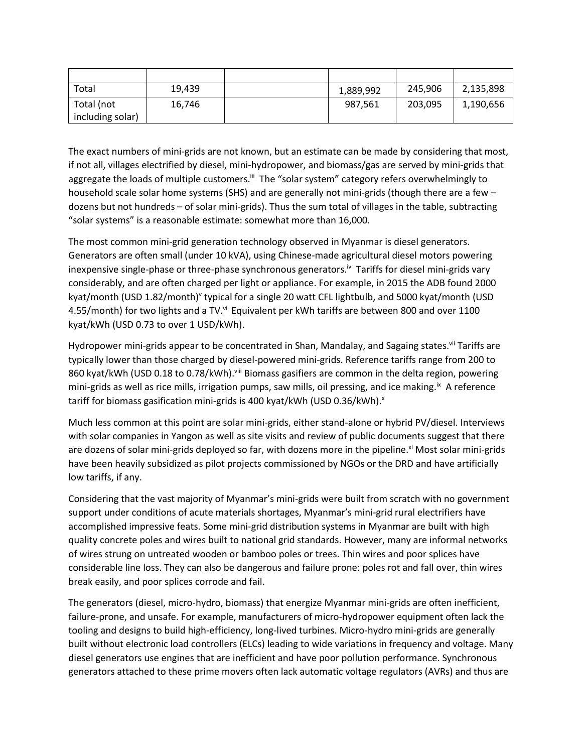| | | | | | |
|---|---|---|---|---|---|
| Total | 19,439 | | 1,889,992 | 245,906 | 2,135,898 |
| Total (not including solar) | 16,746 | | 987,561 | 203,095 | 1,190,656 |

The exact numbers of mini-grids are not known, but an estimate can be made by considering that most, if not all, villages electrified by diesel, mini-hydropower, and biomass/gas are served by mini-grids that aggregate the loads of multiple customers.[iii] The "solar system" category refers overwhelmingly to household scale solar home systems (SHS) and are generally not mini-grids (though there are a few – dozens but not hundreds – of solar mini-grids). Thus the sum total of villages in the table, subtracting "solar systems" is a reasonable estimate: somewhat more than 16,000.

The most common mini-grid generation technology observed in Myanmar is diesel generators. Generators are often small (under 10 kVA), using Chinese-made agricultural diesel motors powering inexpensive single-phase or three-phase synchronous generators.[iv] Tariffs for diesel mini-grids vary considerably, and are often charged per light or appliance. For example, in 2015 the ADB found 2000 kyat/month (USD 1.82/month)[v] typical for a single 20 watt CFL lightbulb, and 5000 kyat/month (USD 4.55/month) for two lights and a TV.[vi] Equivalent per kWh tariffs are between 800 and over 1100 kyat/kWh (USD 0.73 to over 1 USD/kWh).

Hydropower mini-grids appear to be concentrated in Shan, Mandalay, and Sagaing states.[vii] Tariffs are typically lower than those charged by diesel-powered mini-grids. Reference tariffs range from 200 to 860 kyat/kWh (USD 0.18 to 0.78/kWh).[viii] Biomass gasifiers are common in the delta region, powering mini-grids as well as rice mills, irrigation pumps, saw mills, oil pressing, and ice making.[ix] A reference tariff for biomass gasification mini-grids is 400 kyat/kWh (USD 0.36/kWh).[x]

Much less common at this point are solar mini-grids, either stand-alone or hybrid PV/diesel. Interviews with solar companies in Yangon as well as site visits and review of public documents suggest that there are dozens of solar mini-grids deployed so far, with dozens more in the pipeline.[xi] Most solar mini-grids have been heavily subsidized as pilot projects commissioned by NGOs or the DRD and have artificially low tariffs, if any.

Considering that the vast majority of Myanmar's mini-grids were built from scratch with no government support under conditions of acute materials shortages, Myanmar's mini-grid rural electrifiers have accomplished impressive feats. Some mini-grid distribution systems in Myanmar are built with high quality concrete poles and wires built to national grid standards. However, many are informal networks of wires strung on untreated wooden or bamboo poles or trees. Thin wires and poor splices have considerable line loss. They can also be dangerous and failure prone: poles rot and fall over, thin wires break easily, and poor splices corrode and fail.

The generators (diesel, micro-hydro, biomass) that energize Myanmar mini-grids are often inefficient, failure-prone, and unsafe. For example, manufacturers of micro-hydropower equipment often lack the tooling and designs to build high-efficiency, long-lived turbines. Micro-hydro mini-grids are generally built without electronic load controllers (ELCs) leading to wide variations in frequency and voltage. Many diesel generators use engines that are inefficient and have poor pollution performance. Synchronous generators attached to these prime movers often lack automatic voltage regulators (AVRs) and thus are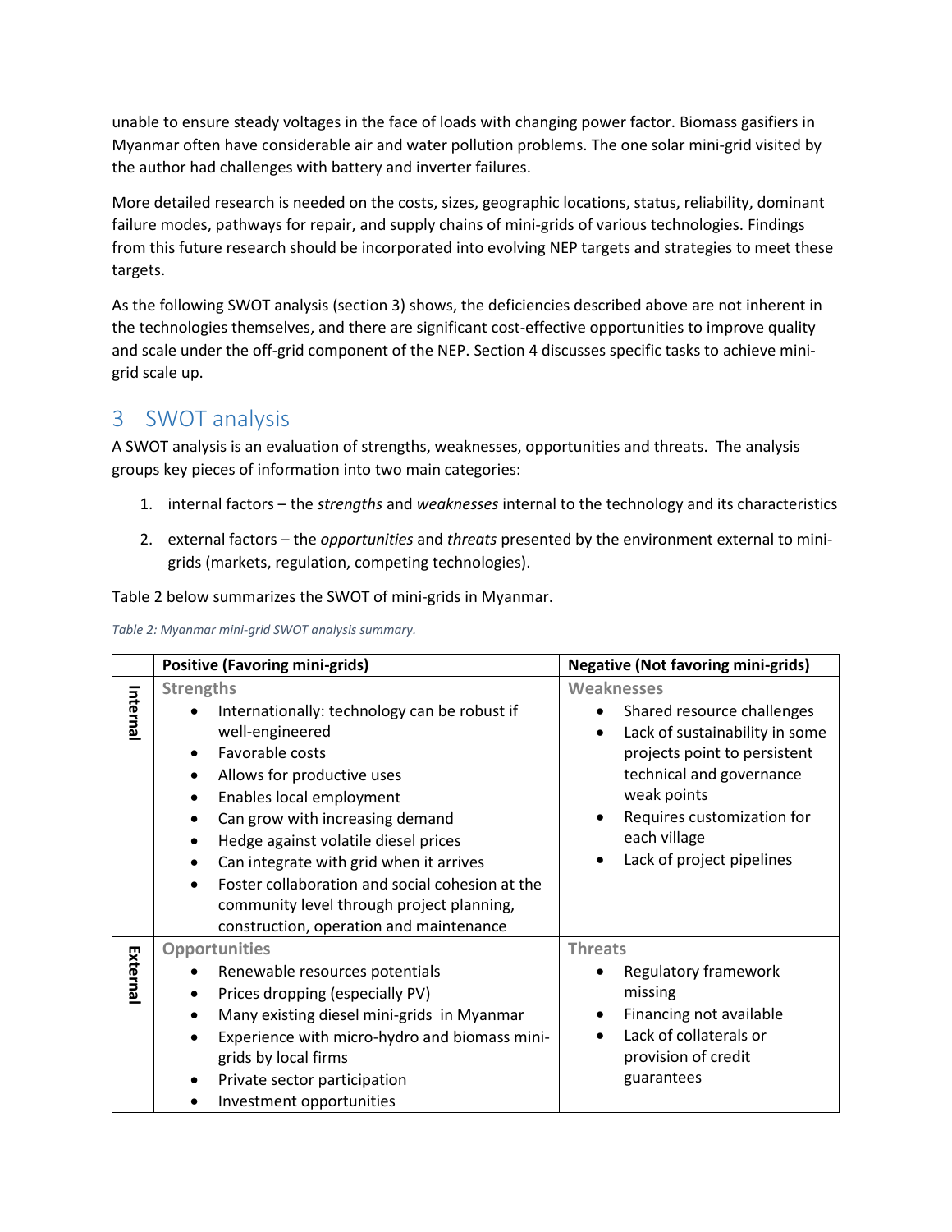unable to ensure steady voltages in the face of loads with changing power factor. Biomass gasifiers in Myanmar often have considerable air and water pollution problems. The one solar mini-grid visited by the author had challenges with battery and inverter failures.

More detailed research is needed on the costs, sizes, geographic locations, status, reliability, dominant failure modes, pathways for repair, and supply chains of mini-grids of various technologies. Findings from this future research should be incorporated into evolving NEP targets and strategies to meet these targets.

As the following SWOT analysis (section 3) shows, the deficiencies described above are not inherent in the technologies themselves, and there are significant cost-effective opportunities to improve quality and scale under the off-grid component of the NEP. Section 4 discusses specific tasks to achieve mini-grid scale up.

## 3 SWOT analysis

A SWOT analysis is an evaluation of strengths, weaknesses, opportunities and threats. The analysis groups key pieces of information into two main categories:

1. internal factors – the *strengths* and *weaknesses* internal to the technology and its characteristics
2. external factors – the *opportunities* and *threats* presented by the environment external to mini-grids (markets, regulation, competing technologies).

Table 2 below summarizes the SWOT of mini-grids in Myanmar.

*Table 2: Myanmar mini-grid SWOT analysis summary.*

| | **Positive (Favoring mini-grids)** | **Negative (Not favoring mini-grids)** |
|---|---|---|
| **Internal** | **Strengths**<br>• Internationally: technology can be robust if well-engineered<br>• Favorable costs<br>• Allows for productive uses<br>• Enables local employment<br>• Can grow with increasing demand<br>• Hedge against volatile diesel prices<br>• Can integrate with grid when it arrives<br>• Foster collaboration and social cohesion at the community level through project planning, construction, operation and maintenance | **Weaknesses**<br>• Shared resource challenges<br>• Lack of sustainability in some projects point to persistent technical and governance weak points<br>• Requires customization for each village<br>• Lack of project pipelines |
| **External** | **Opportunities**<br>• Renewable resources potentials<br>• Prices dropping (especially PV)<br>• Many existing diesel mini-grids in Myanmar<br>• Experience with micro-hydro and biomass mini-grids by local firms<br>• Private sector participation<br>• Investment opportunities | **Threats**<br>• Regulatory framework missing<br>• Financing not available<br>• Lack of collaterals or provision of credit guarantees |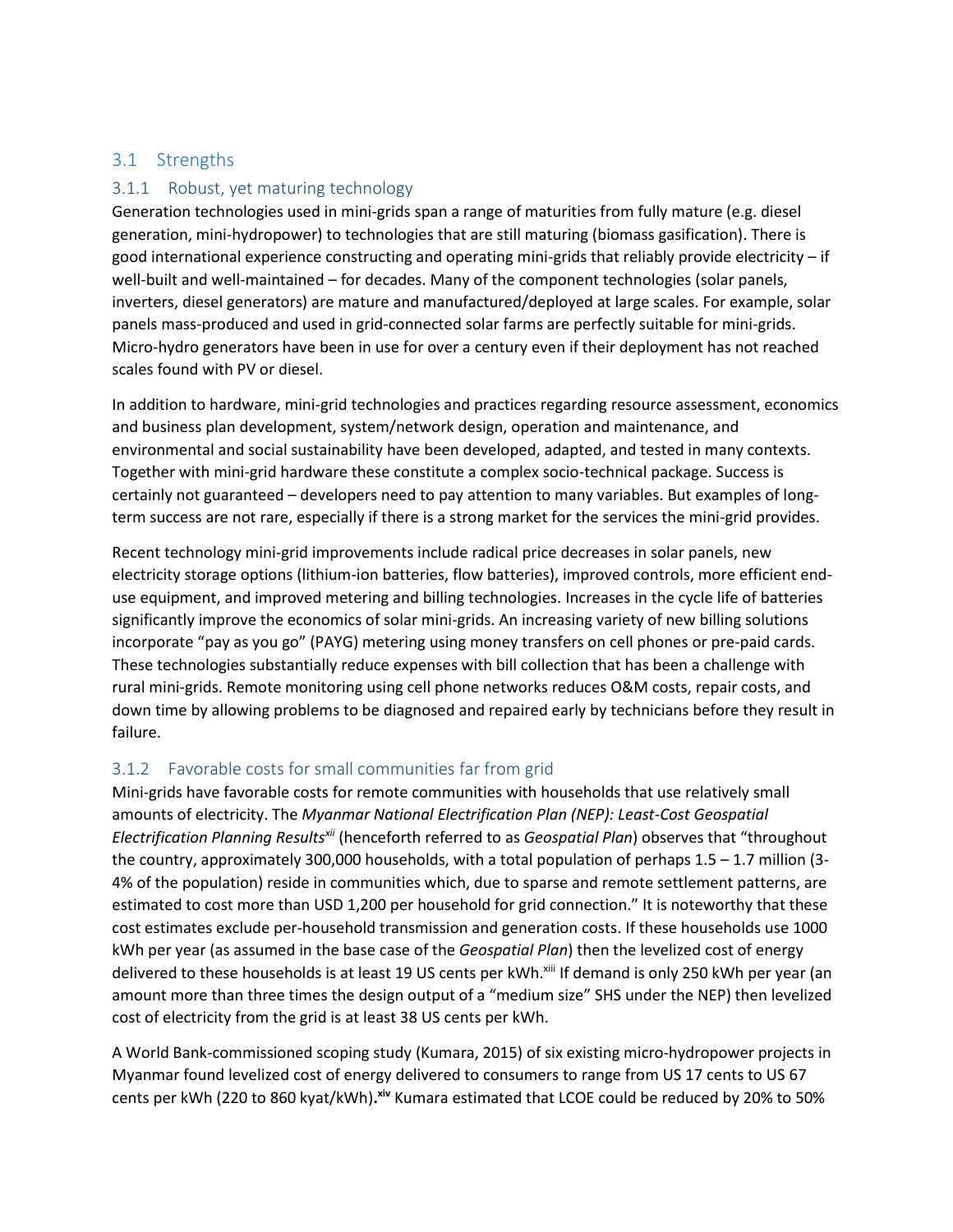## 3.1 Strengths

### 3.1.1 Robust, yet maturing technology

Generation technologies used in mini-grids span a range of maturities from fully mature (e.g. diesel generation, mini-hydropower) to technologies that are still maturing (biomass gasification). There is good international experience constructing and operating mini-grids that reliably provide electricity – if well-built and well-maintained – for decades. Many of the component technologies (solar panels, inverters, diesel generators) are mature and manufactured/deployed at large scales. For example, solar panels mass-produced and used in grid-connected solar farms are perfectly suitable for mini-grids. Micro-hydro generators have been in use for over a century even if their deployment has not reached scales found with PV or diesel.

In addition to hardware, mini-grid technologies and practices regarding resource assessment, economics and business plan development, system/network design, operation and maintenance, and environmental and social sustainability have been developed, adapted, and tested in many contexts. Together with mini-grid hardware these constitute a complex socio-technical package. Success is certainly not guaranteed – developers need to pay attention to many variables. But examples of long-term success are not rare, especially if there is a strong market for the services the mini-grid provides.

Recent technology mini-grid improvements include radical price decreases in solar panels, new electricity storage options (lithium-ion batteries, flow batteries), improved controls, more efficient end-use equipment, and improved metering and billing technologies. Increases in the cycle life of batteries significantly improve the economics of solar mini-grids. An increasing variety of new billing solutions incorporate "pay as you go" (PAYG) metering using money transfers on cell phones or pre-paid cards. These technologies substantially reduce expenses with bill collection that has been a challenge with rural mini-grids. Remote monitoring using cell phone networks reduces O&M costs, repair costs, and down time by allowing problems to be diagnosed and repaired early by technicians before they result in failure.

### 3.1.2 Favorable costs for small communities far from grid

Mini-grids have favorable costs for remote communities with households that use relatively small amounts of electricity. The *Myanmar National Electrification Plan (NEP): Least-Cost Geospatial Electrification Planning Results*[xii] (henceforth referred to as *Geospatial Plan*) observes that "throughout the country, approximately 300,000 households, with a total population of perhaps 1.5 – 1.7 million (3-4% of the population) reside in communities which, due to sparse and remote settlement patterns, are estimated to cost more than USD 1,200 per household for grid connection." It is noteworthy that these cost estimates exclude per-household transmission and generation costs. If these households use 1000 kWh per year (as assumed in the base case of the *Geospatial Plan*) then the levelized cost of energy delivered to these households is at least 19 US cents per kWh.[xiii] If demand is only 250 kWh per year (an amount more than three times the design output of a "medium size" SHS under the NEP) then levelized cost of electricity from the grid is at least 38 US cents per kWh.

A World Bank-commissioned scoping study (Kumara, 2015) of six existing micro-hydropower projects in Myanmar found levelized cost of energy delivered to consumers to range from US 17 cents to US 67 cents per kWh (220 to 860 kyat/kWh).[xiv] Kumara estimated that LCOE could be reduced by 20% to 50%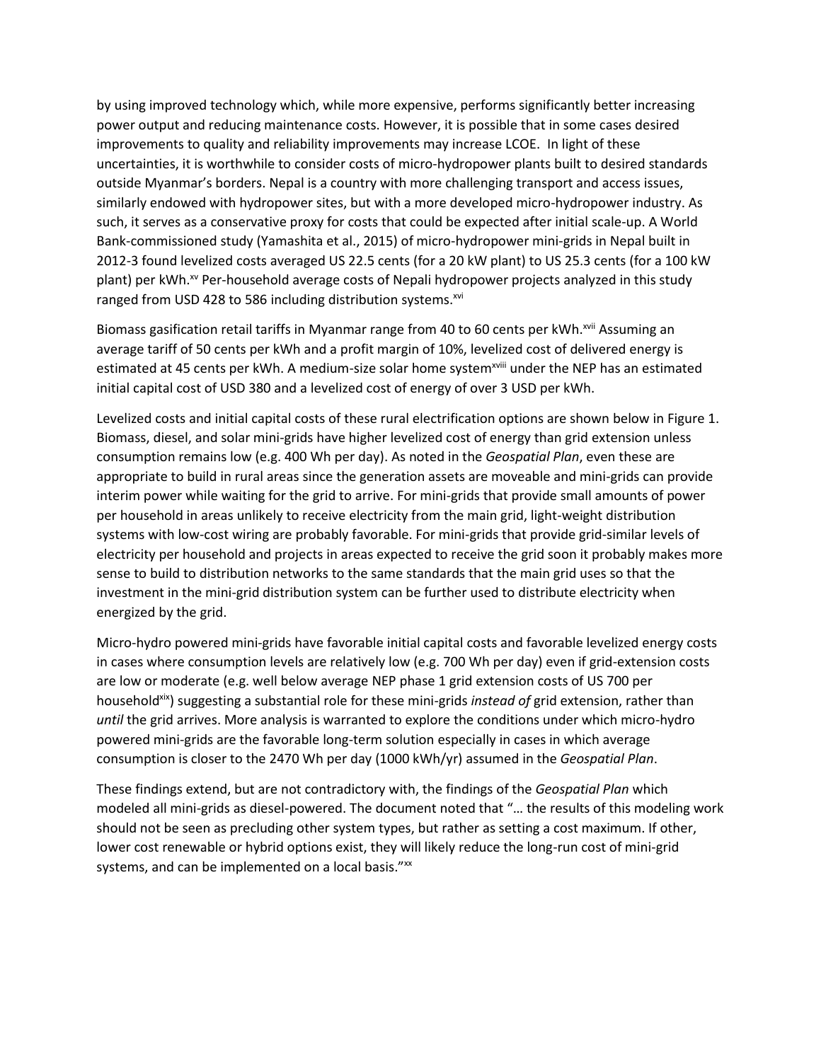by using improved technology which, while more expensive, performs significantly better increasing power output and reducing maintenance costs. However, it is possible that in some cases desired improvements to quality and reliability improvements may increase LCOE. In light of these uncertainties, it is worthwhile to consider costs of micro-hydropower plants built to desired standards outside Myanmar's borders. Nepal is a country with more challenging transport and access issues, similarly endowed with hydropower sites, but with a more developed micro-hydropower industry. As such, it serves as a conservative proxy for costs that could be expected after initial scale-up. A World Bank-commissioned study (Yamashita et al., 2015) of micro-hydropower mini-grids in Nepal built in 2012-3 found levelized costs averaged US 22.5 cents (for a 20 kW plant) to US 25.3 cents (for a 100 kW plant) per kWh.[xv] Per-household average costs of Nepali hydropower projects analyzed in this study ranged from USD 428 to 586 including distribution systems.[xvi]

Biomass gasification retail tariffs in Myanmar range from 40 to 60 cents per kWh.[xvii] Assuming an average tariff of 50 cents per kWh and a profit margin of 10%, levelized cost of delivered energy is estimated at 45 cents per kWh. A medium-size solar home system[xviii] under the NEP has an estimated initial capital cost of USD 380 and a levelized cost of energy of over 3 USD per kWh.

Levelized costs and initial capital costs of these rural electrification options are shown below in Figure 1. Biomass, diesel, and solar mini-grids have higher levelized cost of energy than grid extension unless consumption remains low (e.g. 400 Wh per day). As noted in the *Geospatial Plan*, even these are appropriate to build in rural areas since the generation assets are moveable and mini-grids can provide interim power while waiting for the grid to arrive. For mini-grids that provide small amounts of power per household in areas unlikely to receive electricity from the main grid, light-weight distribution systems with low-cost wiring are probably favorable. For mini-grids that provide grid-similar levels of electricity per household and projects in areas expected to receive the grid soon it probably makes more sense to build to distribution networks to the same standards that the main grid uses so that the investment in the mini-grid distribution system can be further used to distribute electricity when energized by the grid.

Micro-hydro powered mini-grids have favorable initial capital costs and favorable levelized energy costs in cases where consumption levels are relatively low (e.g. 700 Wh per day) even if grid-extension costs are low or moderate (e.g. well below average NEP phase 1 grid extension costs of US 700 per household[xix]) suggesting a substantial role for these mini-grids *instead of* grid extension, rather than *until* the grid arrives. More analysis is warranted to explore the conditions under which micro-hydro powered mini-grids are the favorable long-term solution especially in cases in which average consumption is closer to the 2470 Wh per day (1000 kWh/yr) assumed in the *Geospatial Plan*.

These findings extend, but are not contradictory with, the findings of the *Geospatial Plan* which modeled all mini-grids as diesel-powered. The document noted that "… the results of this modeling work should not be seen as precluding other system types, but rather as setting a cost maximum. If other, lower cost renewable or hybrid options exist, they will likely reduce the long-run cost of mini-grid systems, and can be implemented on a local basis."[xx]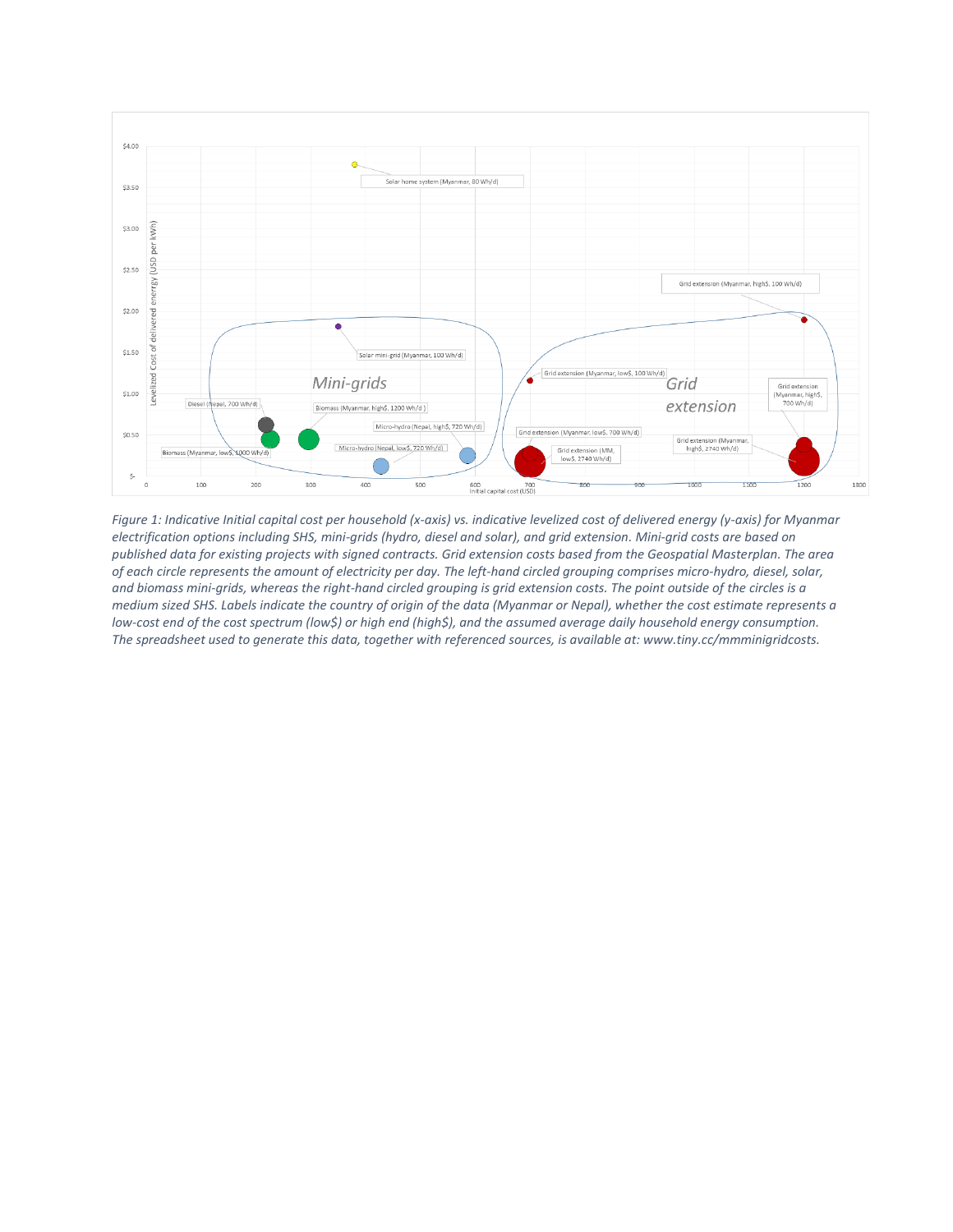Figure 1: Indicative Initial capital cost per household (x-axis) vs. indicative levelized cost of delivered energy (y-axis) for Myanmar electrification options including SHS, mini-grids (hydro, diesel and solar), and grid extension. Mini-grid costs are based on published data for existing projects with signed contracts. Grid extension costs based from the Geospatial Masterplan. The area of each circle represents the amount of electricity per day. The left-hand circled grouping comprises micro-hydro, diesel, solar, and biomass mini-grids, whereas the right-hand circled grouping is grid extension costs. The point outside of the circles is a medium sized SHS. Labels indicate the country of origin of the data (Myanmar or Nepal), whether the cost estimate represents a low-cost end of the cost spectrum (low$) or high end (high$), and the assumed average daily household energy consumption. The spreadsheet used to generate this data, together with referenced sources, is available at: www.tiny.cc/mmminigridcosts.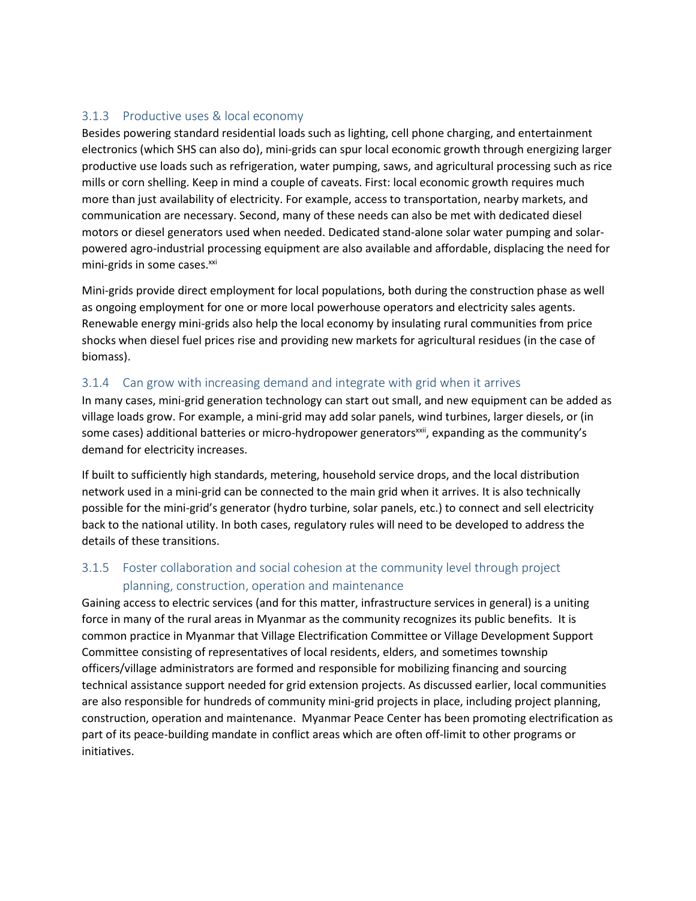### 3.1.3 Productive uses & local economy

Besides powering standard residential loads such as lighting, cell phone charging, and entertainment electronics (which SHS can also do), mini-grids can spur local economic growth through energizing larger productive use loads such as refrigeration, water pumping, saws, and agricultural processing such as rice mills or corn shelling. Keep in mind a couple of caveats. First: local economic growth requires much more than just availability of electricity. For example, access to transportation, nearby markets, and communication are necessary. Second, many of these needs can also be met with dedicated diesel motors or diesel generators used when needed. Dedicated stand-alone solar water pumping and solar-powered agro-industrial processing equipment are also available and affordable, displacing the need for mini-grids in some cases.[xxi]

Mini-grids provide direct employment for local populations, both during the construction phase as well as ongoing employment for one or more local powerhouse operators and electricity sales agents. Renewable energy mini-grids also help the local economy by insulating rural communities from price shocks when diesel fuel prices rise and providing new markets for agricultural residues (in the case of biomass).

### 3.1.4 Can grow with increasing demand and integrate with grid when it arrives

In many cases, mini-grid generation technology can start out small, and new equipment can be added as village loads grow. For example, a mini-grid may add solar panels, wind turbines, larger diesels, or (in some cases) additional batteries or micro-hydropower generators[xxii], expanding as the community's demand for electricity increases.

If built to sufficiently high standards, metering, household service drops, and the local distribution network used in a mini-grid can be connected to the main grid when it arrives. It is also technically possible for the mini-grid's generator (hydro turbine, solar panels, etc.) to connect and sell electricity back to the national utility. In both cases, regulatory rules will need to be developed to address the details of these transitions.

### 3.1.5 Foster collaboration and social cohesion at the community level through project planning, construction, operation and maintenance

Gaining access to electric services (and for this matter, infrastructure services in general) is a uniting force in many of the rural areas in Myanmar as the community recognizes its public benefits. It is common practice in Myanmar that Village Electrification Committee or Village Development Support Committee consisting of representatives of local residents, elders, and sometimes township officers/village administrators are formed and responsible for mobilizing financing and sourcing technical assistance support needed for grid extension projects. As discussed earlier, local communities are also responsible for hundreds of community mini-grid projects in place, including project planning, construction, operation and maintenance. Myanmar Peace Center has been promoting electrification as part of its peace-building mandate in conflict areas which are often off-limit to other programs or initiatives.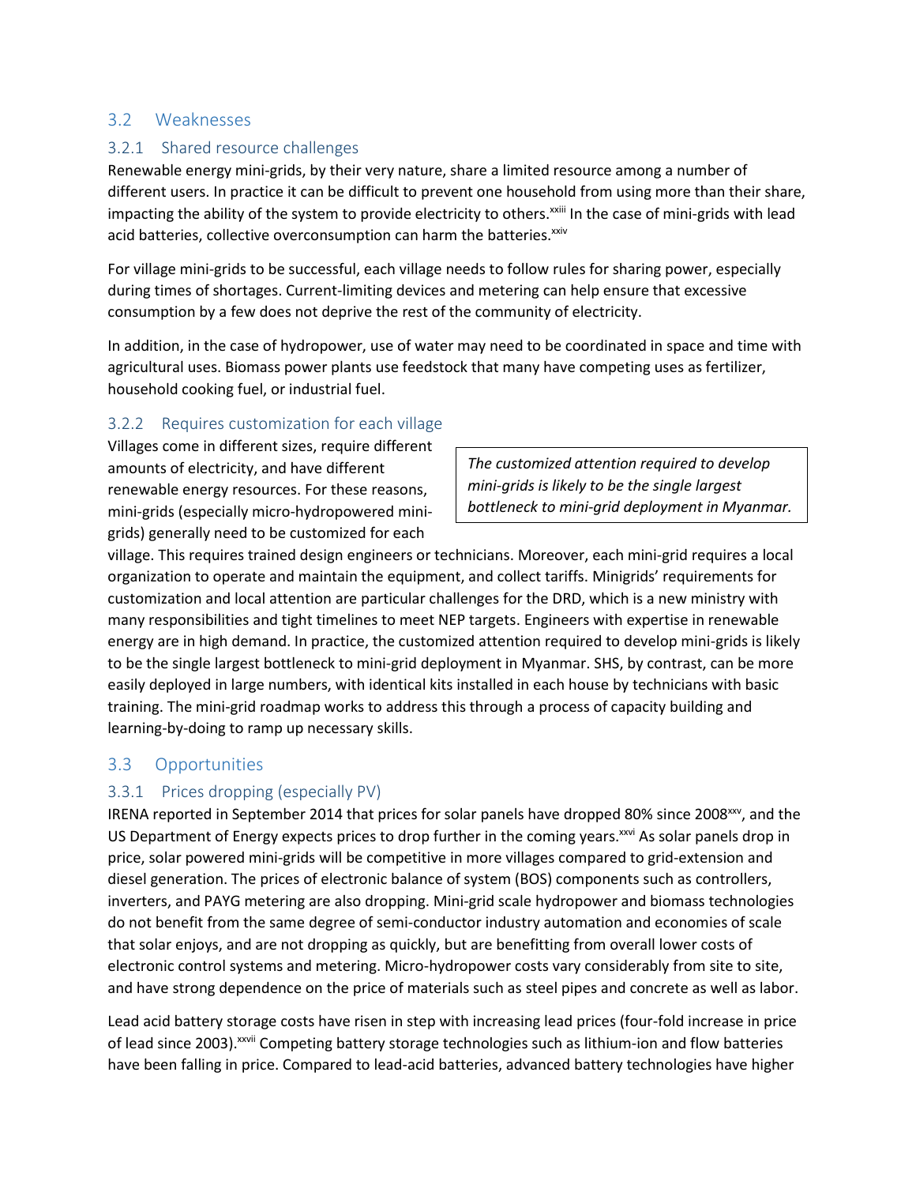## 3.2 Weaknesses

### 3.2.1 Shared resource challenges

Renewable energy mini-grids, by their very nature, share a limited resource among a number of different users. In practice it can be difficult to prevent one household from using more than their share, impacting the ability of the system to provide electricity to others.[xxiii] In the case of mini-grids with lead acid batteries, collective overconsumption can harm the batteries.[xxiv]

For village mini-grids to be successful, each village needs to follow rules for sharing power, especially during times of shortages. Current-limiting devices and metering can help ensure that excessive consumption by a few does not deprive the rest of the community of electricity.

In addition, in the case of hydropower, use of water may need to be coordinated in space and time with agricultural uses. Biomass power plants use feedstock that many have competing uses as fertilizer, household cooking fuel, or industrial fuel.

### 3.2.2 Requires customization for each village

> *The customized attention required to develop mini-grids is likely to be the single largest bottleneck to mini-grid deployment in Myanmar.*

Villages come in different sizes, require different amounts of electricity, and have different renewable energy resources. For these reasons, mini-grids (especially micro-hydropowered mini-grids) generally need to be customized for each village. This requires trained design engineers or technicians. Moreover, each mini-grid requires a local organization to operate and maintain the equipment, and collect tariffs. Minigrids' requirements for customization and local attention are particular challenges for the DRD, which is a new ministry with many responsibilities and tight timelines to meet NEP targets. Engineers with expertise in renewable energy are in high demand. In practice, the customized attention required to develop mini-grids is likely to be the single largest bottleneck to mini-grid deployment in Myanmar. SHS, by contrast, can be more easily deployed in large numbers, with identical kits installed in each house by technicians with basic training. The mini-grid roadmap works to address this through a process of capacity building and learning-by-doing to ramp up necessary skills.

## 3.3 Opportunities

### 3.3.1 Prices dropping (especially PV)

IRENA reported in September 2014 that prices for solar panels have dropped 80% since 2008[xxv], and the US Department of Energy expects prices to drop further in the coming years.[xxvi] As solar panels drop in price, solar powered mini-grids will be competitive in more villages compared to grid-extension and diesel generation. The prices of electronic balance of system (BOS) components such as controllers, inverters, and PAYG metering are also dropping. Mini-grid scale hydropower and biomass technologies do not benefit from the same degree of semi-conductor industry automation and economies of scale that solar enjoys, and are not dropping as quickly, but are benefitting from overall lower costs of electronic control systems and metering. Micro-hydropower costs vary considerably from site to site, and have strong dependence on the price of materials such as steel pipes and concrete as well as labor.

Lead acid battery storage costs have risen in step with increasing lead prices (four-fold increase in price of lead since 2003).[xxvii] Competing battery storage technologies such as lithium-ion and flow batteries have been falling in price. Compared to lead-acid batteries, advanced battery technologies have higher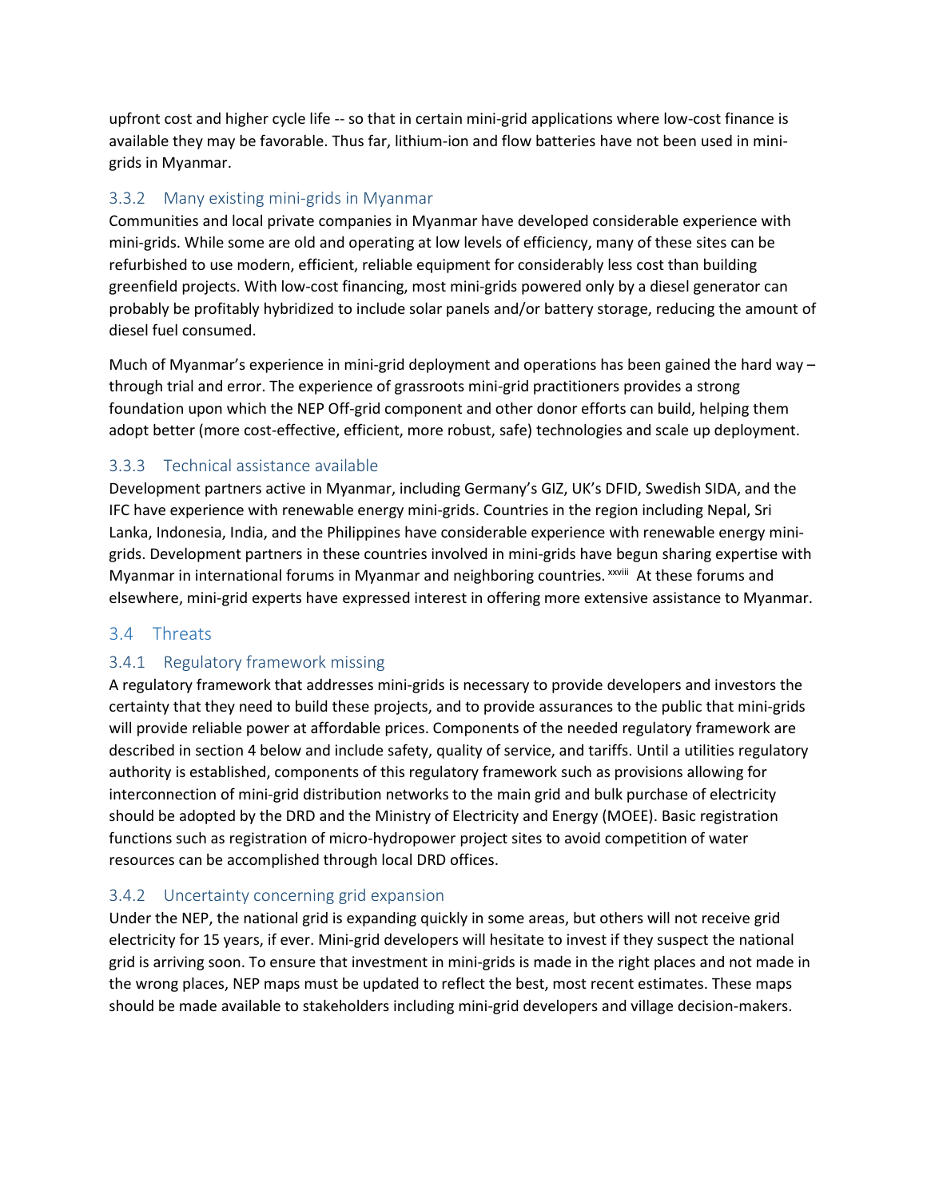upfront cost and higher cycle life -- so that in certain mini-grid applications where low-cost finance is available they may be favorable. Thus far, lithium-ion and flow batteries have not been used in mini-grids in Myanmar.

### 3.3.2 Many existing mini-grids in Myanmar

Communities and local private companies in Myanmar have developed considerable experience with mini-grids. While some are old and operating at low levels of efficiency, many of these sites can be refurbished to use modern, efficient, reliable equipment for considerably less cost than building greenfield projects. With low-cost financing, most mini-grids powered only by a diesel generator can probably be profitably hybridized to include solar panels and/or battery storage, reducing the amount of diesel fuel consumed.

Much of Myanmar's experience in mini-grid deployment and operations has been gained the hard way – through trial and error. The experience of grassroots mini-grid practitioners provides a strong foundation upon which the NEP Off-grid component and other donor efforts can build, helping them adopt better (more cost-effective, efficient, more robust, safe) technologies and scale up deployment.

### 3.3.3 Technical assistance available

Development partners active in Myanmar, including Germany's GIZ, UK's DFID, Swedish SIDA, and the IFC have experience with renewable energy mini-grids. Countries in the region including Nepal, Sri Lanka, Indonesia, India, and the Philippines have considerable experience with renewable energy mini-grids. Development partners in these countries involved in mini-grids have begun sharing expertise with Myanmar in international forums in Myanmar and neighboring countries. [xxviii] At these forums and elsewhere, mini-grid experts have expressed interest in offering more extensive assistance to Myanmar.

## 3.4 Threats

### 3.4.1 Regulatory framework missing

A regulatory framework that addresses mini-grids is necessary to provide developers and investors the certainty that they need to build these projects, and to provide assurances to the public that mini-grids will provide reliable power at affordable prices. Components of the needed regulatory framework are described in section 4 below and include safety, quality of service, and tariffs. Until a utilities regulatory authority is established, components of this regulatory framework such as provisions allowing for interconnection of mini-grid distribution networks to the main grid and bulk purchase of electricity should be adopted by the DRD and the Ministry of Electricity and Energy (MOEE). Basic registration functions such as registration of micro-hydropower project sites to avoid competition of water resources can be accomplished through local DRD offices.

### 3.4.2 Uncertainty concerning grid expansion

Under the NEP, the national grid is expanding quickly in some areas, but others will not receive grid electricity for 15 years, if ever. Mini-grid developers will hesitate to invest if they suspect the national grid is arriving soon. To ensure that investment in mini-grids is made in the right places and not made in the wrong places, NEP maps must be updated to reflect the best, most recent estimates. These maps should be made available to stakeholders including mini-grid developers and village decision-makers.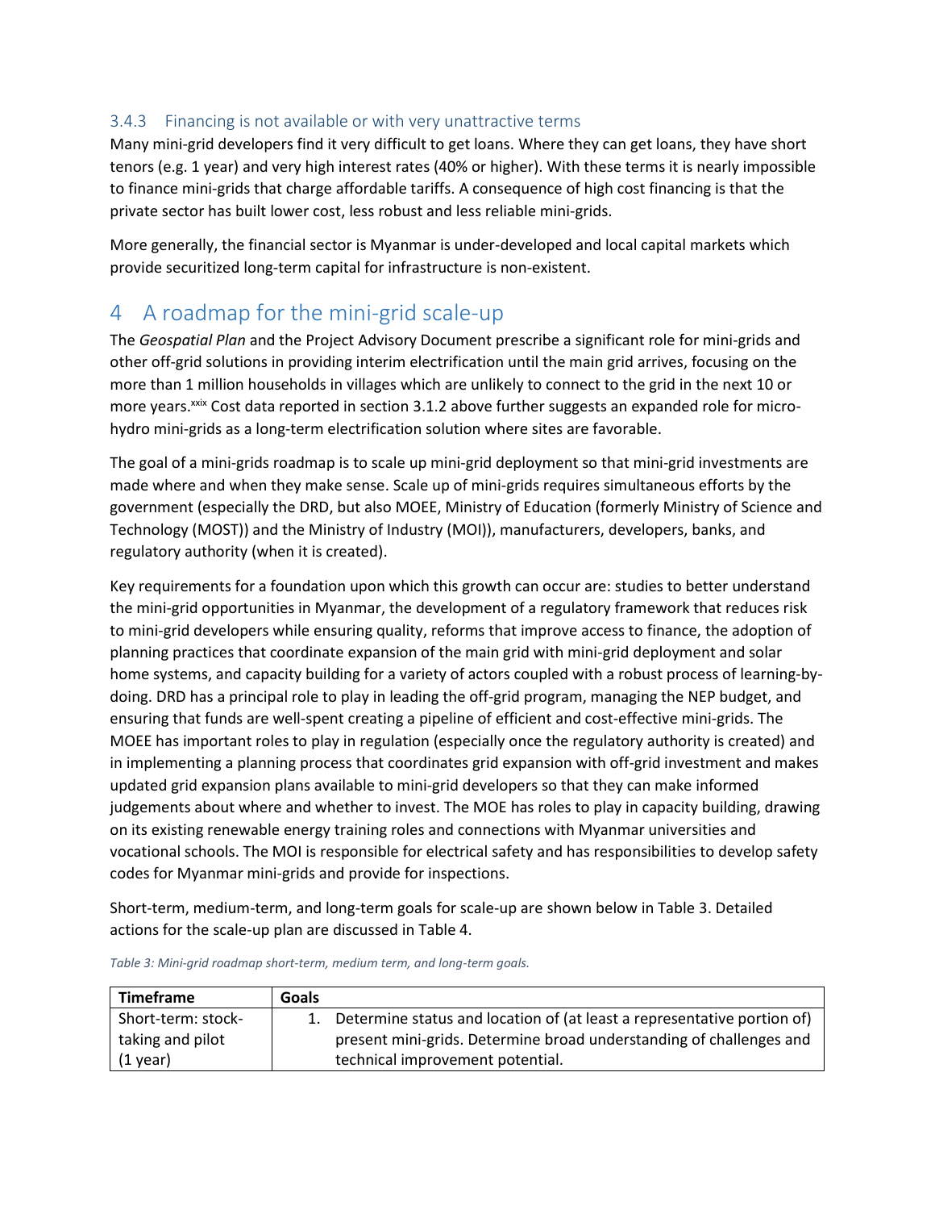### 3.4.3 Financing is not available or with very unattractive terms

Many mini-grid developers find it very difficult to get loans. Where they can get loans, they have short tenors (e.g. 1 year) and very high interest rates (40% or higher). With these terms it is nearly impossible to finance mini-grids that charge affordable tariffs. A consequence of high cost financing is that the private sector has built lower cost, less robust and less reliable mini-grids.

More generally, the financial sector is Myanmar is under-developed and local capital markets which provide securitized long-term capital for infrastructure is non-existent.

# 4 A roadmap for the mini-grid scale-up

The *Geospatial Plan* and the Project Advisory Document prescribe a significant role for mini-grids and other off-grid solutions in providing interim electrification until the main grid arrives, focusing on the more than 1 million households in villages which are unlikely to connect to the grid in the next 10 or more years.[xxix] Cost data reported in section 3.1.2 above further suggests an expanded role for micro-hydro mini-grids as a long-term electrification solution where sites are favorable.

The goal of a mini-grids roadmap is to scale up mini-grid deployment so that mini-grid investments are made where and when they make sense. Scale up of mini-grids requires simultaneous efforts by the government (especially the DRD, but also MOEE, Ministry of Education (formerly Ministry of Science and Technology (MOST)) and the Ministry of Industry (MOI)), manufacturers, developers, banks, and regulatory authority (when it is created).

Key requirements for a foundation upon which this growth can occur are: studies to better understand the mini-grid opportunities in Myanmar, the development of a regulatory framework that reduces risk to mini-grid developers while ensuring quality, reforms that improve access to finance, the adoption of planning practices that coordinate expansion of the main grid with mini-grid deployment and solar home systems, and capacity building for a variety of actors coupled with a robust process of learning-by-doing. DRD has a principal role to play in leading the off-grid program, managing the NEP budget, and ensuring that funds are well-spent creating a pipeline of efficient and cost-effective mini-grids. The MOEE has important roles to play in regulation (especially once the regulatory authority is created) and in implementing a planning process that coordinates grid expansion with off-grid investment and makes updated grid expansion plans available to mini-grid developers so that they can make informed judgements about where and whether to invest. The MOE has roles to play in capacity building, drawing on its existing renewable energy training roles and connections with Myanmar universities and vocational schools. The MOI is responsible for electrical safety and has responsibilities to develop safety codes for Myanmar mini-grids and provide for inspections.

Short-term, medium-term, and long-term goals for scale-up are shown below in Table 3. Detailed actions for the scale-up plan are discussed in Table 4.

*Table 3: Mini-grid roadmap short-term, medium term, and long-term goals.*

| Timeframe | Goals |
|---|---|
| Short-term: stock-taking and pilot (1 year) | 1. Determine status and location of (at least a representative portion of) present mini-grids. Determine broad understanding of challenges and technical improvement potential. |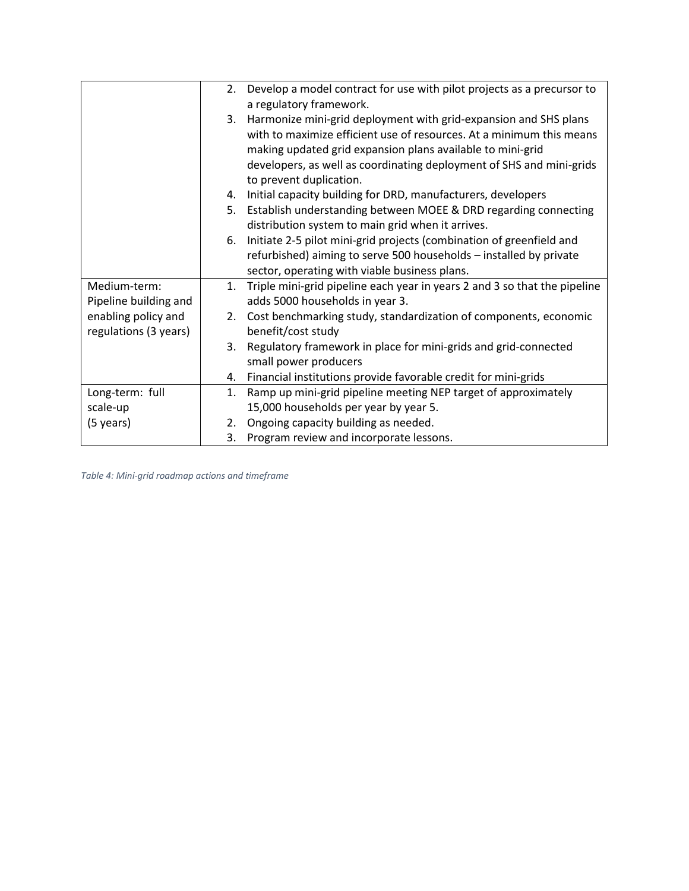| | |
|---|---|
| | 2. Develop a model contract for use with pilot projects as a precursor to a regulatory framework.<br>3. Harmonize mini-grid deployment with grid-expansion and SHS plans with to maximize efficient use of resources. At a minimum this means making updated grid expansion plans available to mini-grid developers, as well as coordinating deployment of SHS and mini-grids to prevent duplication.<br>4. Initial capacity building for DRD, manufacturers, developers<br>5. Establish understanding between MOEE & DRD regarding connecting distribution system to main grid when it arrives.<br>6. Initiate 2-5 pilot mini-grid projects (combination of greenfield and refurbished) aiming to serve 500 households – installed by private sector, operating with viable business plans. |
| Medium-term: Pipeline building and enabling policy and regulations (3 years) | 1. Triple mini-grid pipeline each year in years 2 and 3 so that the pipeline adds 5000 households in year 3.<br>2. Cost benchmarking study, standardization of components, economic benefit/cost study<br>3. Regulatory framework in place for mini-grids and grid-connected small power producers<br>4. Financial institutions provide favorable credit for mini-grids |
| Long-term: full scale-up (5 years) | 1. Ramp up mini-grid pipeline meeting NEP target of approximately 15,000 households per year by year 5.<br>2. Ongoing capacity building as needed.<br>3. Program review and incorporate lessons. |

*Table 4: Mini-grid roadmap actions and timeframe*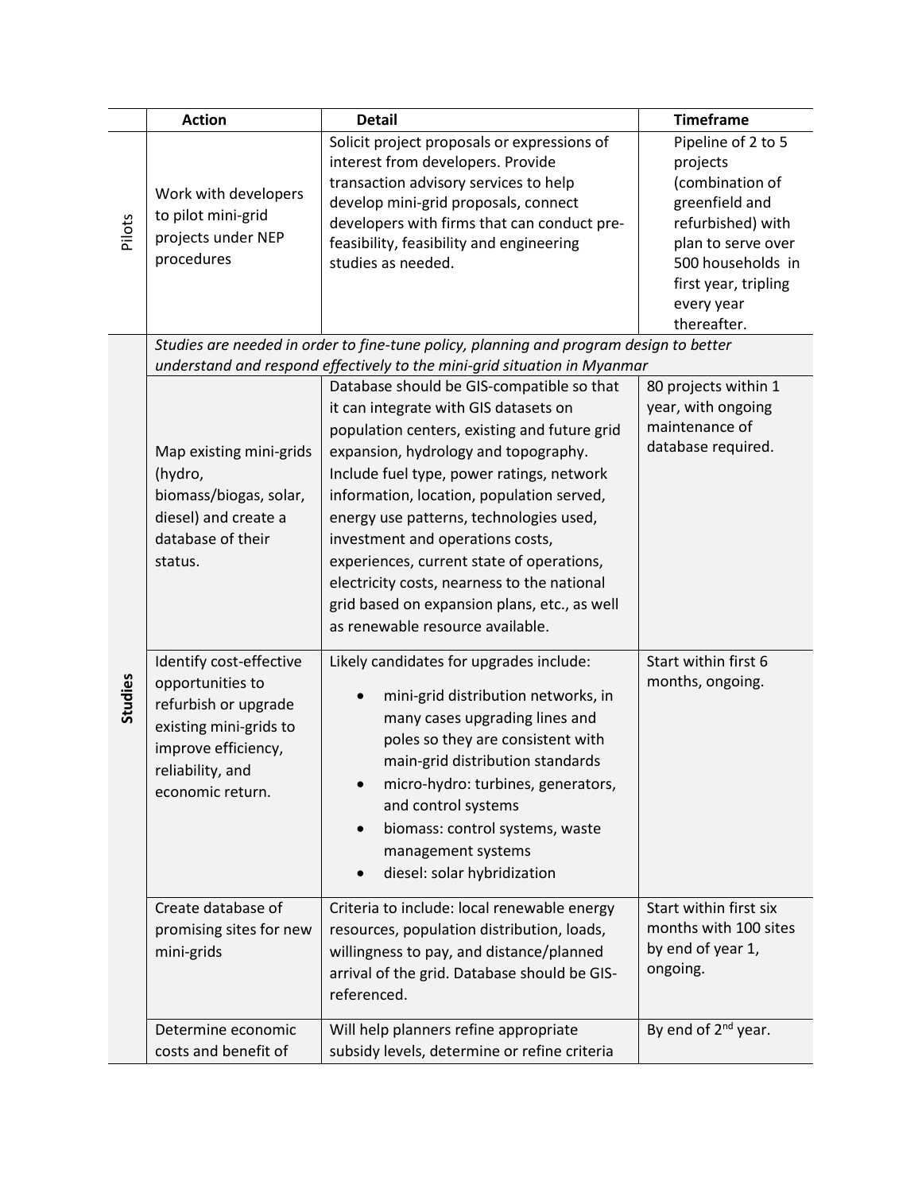| | Action | Detail | Timeframe |
|---|---|---|---|
| Pilots | Work with developers to pilot mini-grid projects under NEP procedures | Solicit project proposals or expressions of interest from developers. Provide transaction advisory services to help develop mini-grid proposals, connect developers with firms that can conduct pre-feasibility, feasibility and engineering studies as needed. | Pipeline of 2 to 5 projects (combination of greenfield and refurbished) with plan to serve over 500 households in first year, tripling every year thereafter. |
| **Studies** | *Studies are needed in order to fine-tune policy, planning and program design to better understand and respond effectively to the mini-grid situation in Myanmar* | | |
| | Map existing mini-grids (hydro, biomass/biogas, solar, diesel) and create a database of their status. | Database should be GIS-compatible so that it can integrate with GIS datasets on population centers, existing and future grid expansion, hydrology and topography. Include fuel type, power ratings, network information, location, population served, energy use patterns, technologies used, investment and operations costs, experiences, current state of operations, electricity costs, nearness to the national grid based on expansion plans, etc., as well as renewable resource available. | 80 projects within 1 year, with ongoing maintenance of database required. |
| | Identify cost-effective opportunities to refurbish or upgrade existing mini-grids to improve efficiency, reliability, and economic return. | Likely candidates for upgrades include: <br>• mini-grid distribution networks, in many cases upgrading lines and poles so they are consistent with main-grid distribution standards <br>• micro-hydro: turbines, generators, and control systems <br>• biomass: control systems, waste management systems <br>• diesel: solar hybridization | Start within first 6 months, ongoing. |
| | Create database of promising sites for new mini-grids | Criteria to include: local renewable energy resources, population distribution, loads, willingness to pay, and distance/planned arrival of the grid. Database should be GIS-referenced. | Start within first six months with 100 sites by end of year 1, ongoing. |
| | Determine economic costs and benefit of | Will help planners refine appropriate subsidy levels, determine or refine criteria | By end of 2nd year. |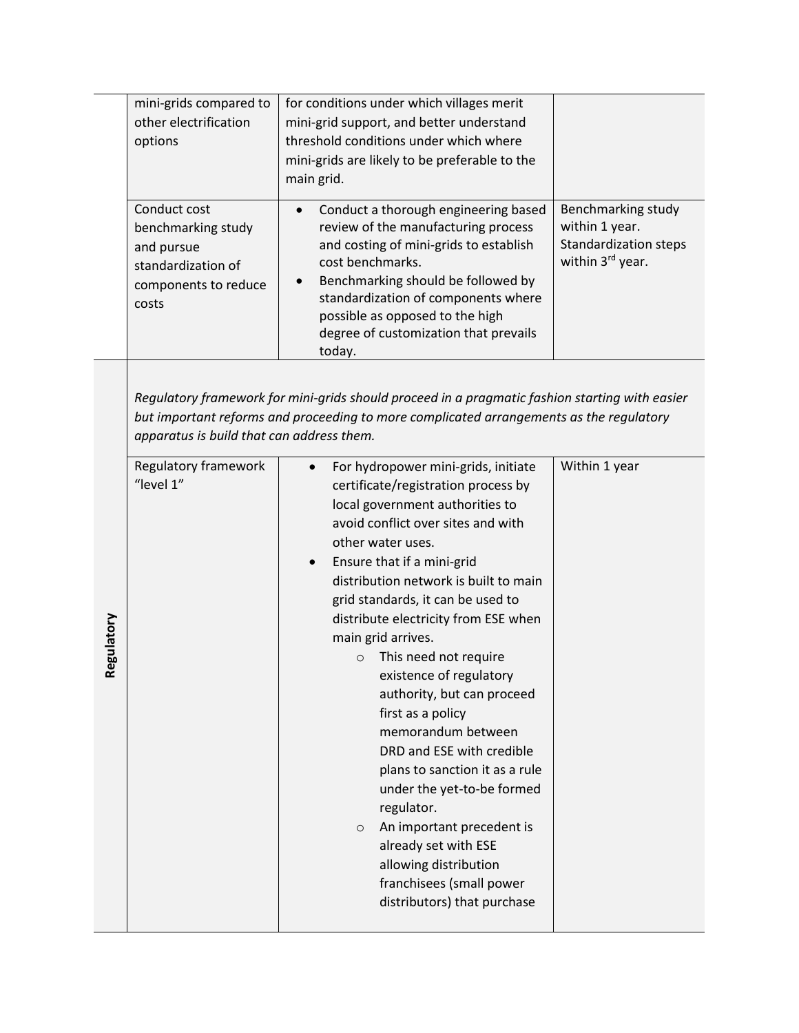| | | | |
|---|---|---|---|
| | mini-grids compared to other electrification options | for conditions under which villages merit mini-grid support, and better understand threshold conditions under which where mini-grids are likely to be preferable to the main grid. | |
| | Conduct cost benchmarking study and pursue standardization of components to reduce costs | • Conduct a thorough engineering based review of the manufacturing process and costing of mini-grids to establish cost benchmarks.<br>• Benchmarking should be followed by standardization of components where possible as opposed to the high degree of customization that prevails today. | Benchmarking study within 1 year. Standardization steps within 3rd year. |
| **Regulatory** | *Regulatory framework for mini-grids should proceed in a pragmatic fashion starting with easier but important reforms and proceeding to more complicated arrangements as the regulatory apparatus is build that can address them.* | | |
| | Regulatory framework "level 1" | • For hydropower mini-grids, initiate certificate/registration process by local government authorities to avoid conflict over sites and with other water uses.<br>• Ensure that if a mini-grid distribution network is built to main grid standards, it can be used to distribute electricity from ESE when main grid arrives.<br>&nbsp;&nbsp;&nbsp;&nbsp;o This need not require existence of regulatory authority, but can proceed first as a policy memorandum between DRD and ESE with credible plans to sanction it as a rule under the yet-to-be formed regulator.<br>&nbsp;&nbsp;&nbsp;&nbsp;o An important precedent is already set with ESE allowing distribution franchisees (small power distributors) that purchase | Within 1 year |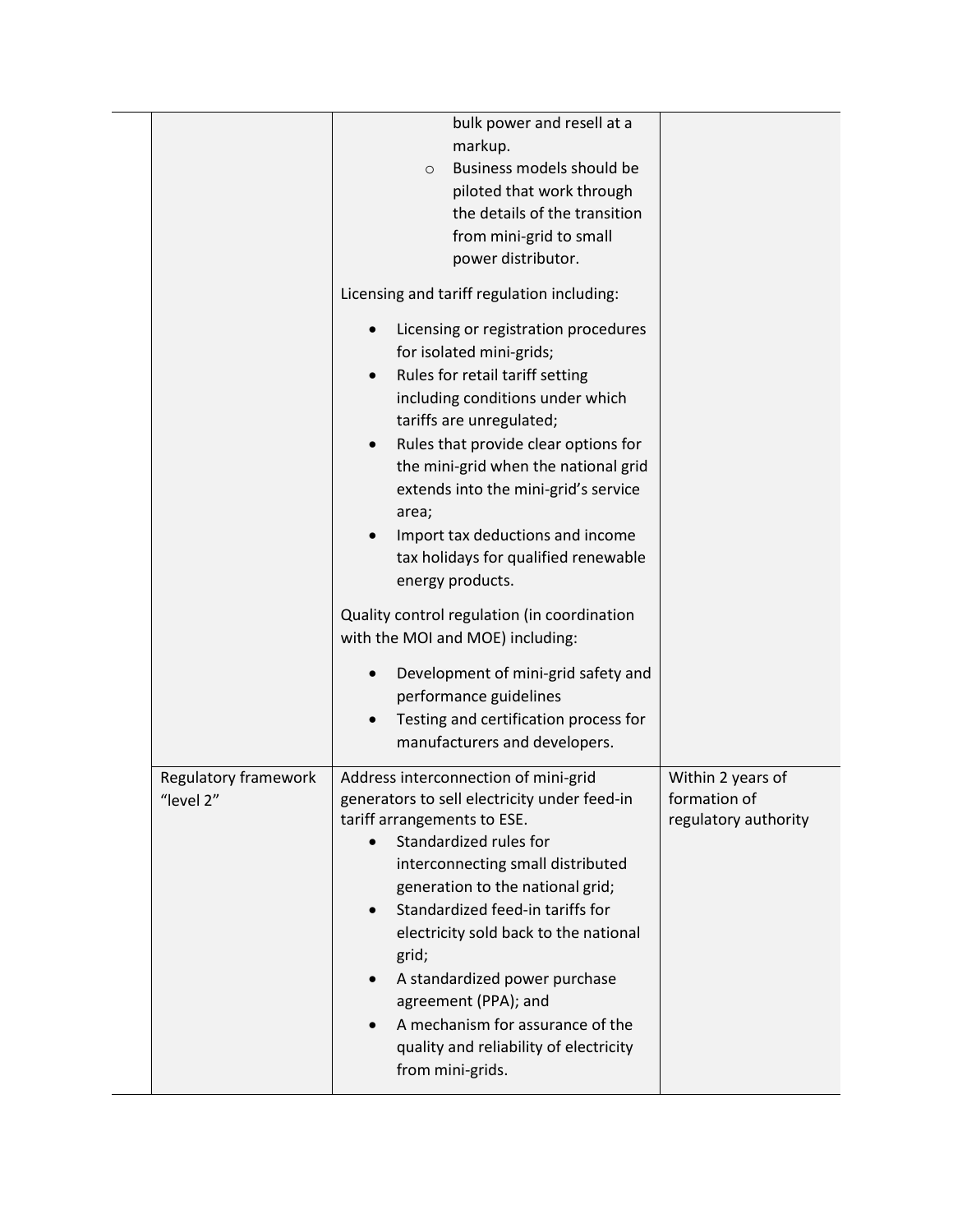| | | | |
|---|---|---|---|
| | | bulk power and resell at a markup.<br>◦ Business models should be piloted that work through the details of the transition from mini-grid to small power distributor.<br><br>Licensing and tariff regulation including:<br>• Licensing or registration procedures for isolated mini-grids;<br>• Rules for retail tariff setting including conditions under which tariffs are unregulated;<br>• Rules that provide clear options for the mini-grid when the national grid extends into the mini-grid's service area;<br>• Import tax deductions and income tax holidays for qualified renewable energy products.<br><br>Quality control regulation (in coordination with the MOI and MOE) including:<br>• Development of mini-grid safety and performance guidelines<br>• Testing and certification process for manufacturers and developers. | |
| | Regulatory framework "level 2" | Address interconnection of mini-grid generators to sell electricity under feed-in tariff arrangements to ESE.<br>• Standardized rules for interconnecting small distributed generation to the national grid;<br>• Standardized feed-in tariffs for electricity sold back to the national grid;<br>• A standardized power purchase agreement (PPA); and<br>• A mechanism for assurance of the quality and reliability of electricity from mini-grids. | Within 2 years of formation of regulatory authority |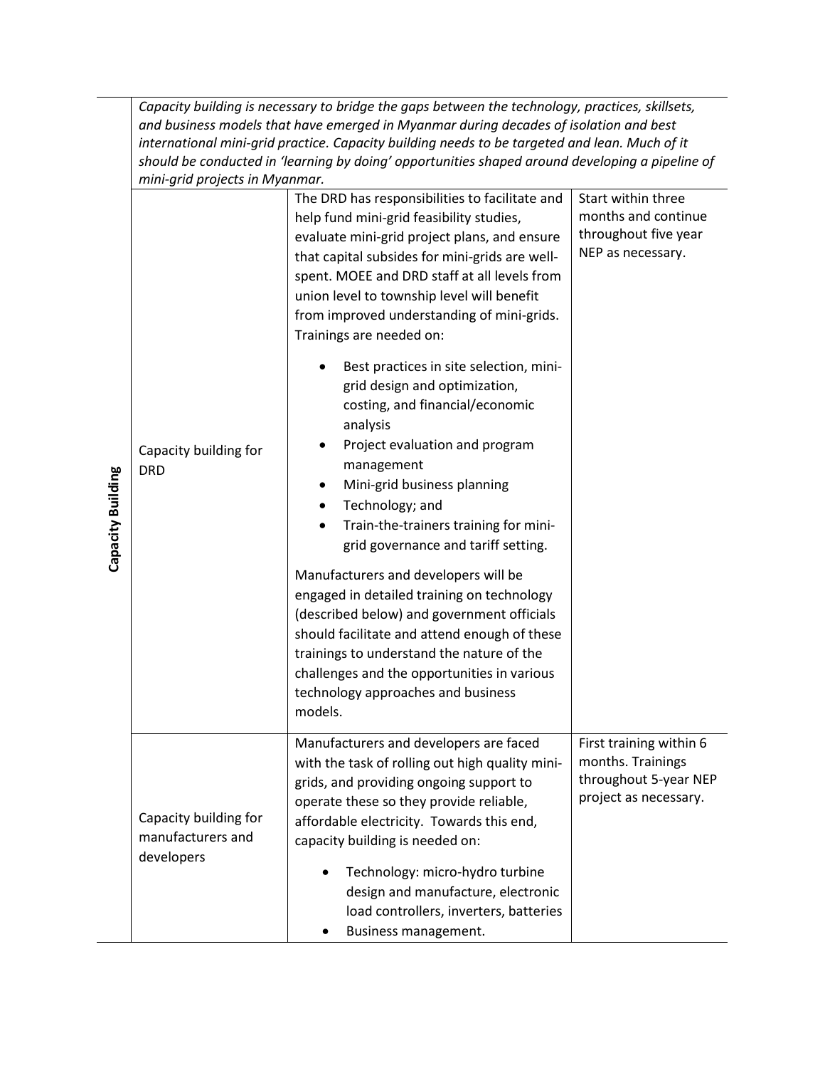| | | | |
|---|---|---|---|
| **Capacity Building** | *Capacity building is necessary to bridge the gaps between the technology, practices, skillsets, and business models that have emerged in Myanmar during decades of isolation and best international mini-grid practice. Capacity building needs to be targeted and lean. Much of it should be conducted in 'learning by doing' opportunities shaped around developing a pipeline of mini-grid projects in Myanmar.* | | |
| | Capacity building for DRD | The DRD has responsibilities to facilitate and help fund mini-grid feasibility studies, evaluate mini-grid project plans, and ensure that capital subsides for mini-grids are well-spent. MOEE and DRD staff at all levels from union level to township level will benefit from improved understanding of mini-grids. Trainings are needed on:<br><br>• Best practices in site selection, mini-grid design and optimization, costing, and financial/economic analysis<br>• Project evaluation and program management<br>• Mini-grid business planning<br>• Technology; and<br>• Train-the-trainers training for mini-grid governance and tariff setting.<br><br>Manufacturers and developers will be engaged in detailed training on technology (described below) and government officials should facilitate and attend enough of these trainings to understand the nature of the challenges and the opportunities in various technology approaches and business models. | Start within three months and continue throughout five year NEP as necessary. |
| | Capacity building for manufacturers and developers | Manufacturers and developers are faced with the task of rolling out high quality mini-grids, and providing ongoing support to operate these so they provide reliable, affordable electricity. Towards this end, capacity building is needed on:<br><br>• Technology: micro-hydro turbine design and manufacture, electronic load controllers, inverters, batteries<br>• Business management. | First training within 6 months. Trainings throughout 5-year NEP project as necessary. |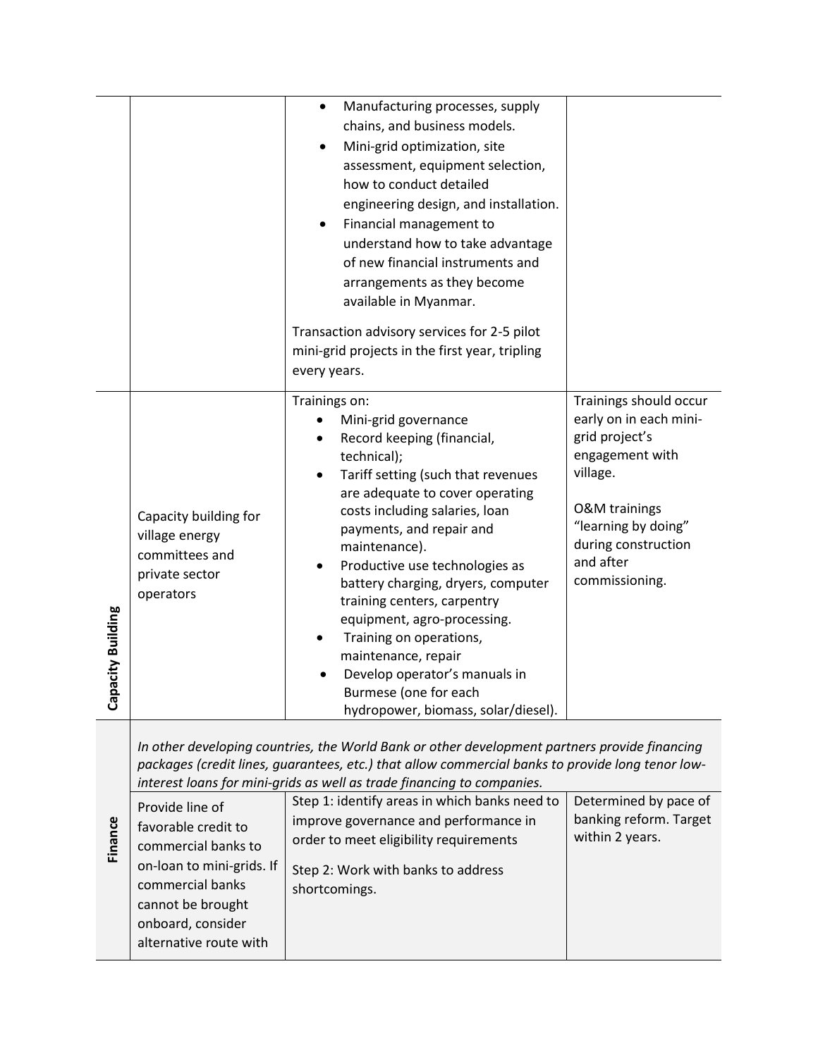| | | | |
|---|---|---|---|
| | | • Manufacturing processes, supply chains, and business models.<br>• Mini-grid optimization, site assessment, equipment selection, how to conduct detailed engineering design, and installation.<br>• Financial management to understand how to take advantage of new financial instruments and arrangements as they become available in Myanmar.<br><br>Transaction advisory services for 2-5 pilot mini-grid projects in the first year, tripling every years. | |
| **Capacity Building** | Capacity building for village energy committees and private sector operators | Trainings on:<br>• Mini-grid governance<br>• Record keeping (financial, technical);<br>• Tariff setting (such that revenues are adequate to cover operating costs including salaries, loan payments, and repair and maintenance).<br>• Productive use technologies as battery charging, dryers, computer training centers, carpentry equipment, agro-processing.<br>• Training on operations, maintenance, repair<br>• Develop operator's manuals in Burmese (one for each hydropower, biomass, solar/diesel). | Trainings should occur early on in each mini-grid project's engagement with village.<br><br>O&M trainings "learning by doing" during construction and after commissioning. |
| **Finance** | *In other developing countries, the World Bank or other development partners provide financing packages (credit lines, guarantees, etc.) that allow commercial banks to provide long tenor low-interest loans for mini-grids as well as trade financing to companies.* | | |
| | Provide line of favorable credit to commercial banks to on-loan to mini-grids. If commercial banks cannot be brought onboard, consider alternative route with | Step 1: identify areas in which banks need to improve governance and performance in order to meet eligibility requirements<br><br>Step 2: Work with banks to address shortcomings. | Determined by pace of banking reform. Target within 2 years. |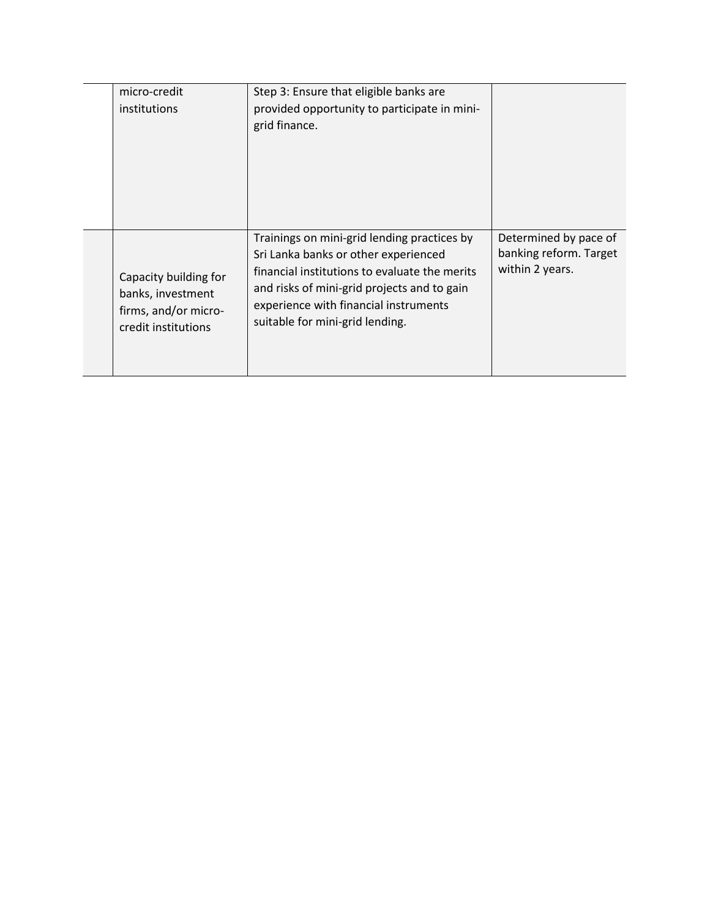| | | | |
|---|---|---|---|
| | micro-credit institutions | Step 3: Ensure that eligible banks are provided opportunity to participate in mini-grid finance. | |
| | Capacity building for banks, investment firms, and/or micro-credit institutions | Trainings on mini-grid lending practices by Sri Lanka banks or other experienced financial institutions to evaluate the merits and risks of mini-grid projects and to gain experience with financial instruments suitable for mini-grid lending. | Determined by pace of banking reform. Target within 2 years. |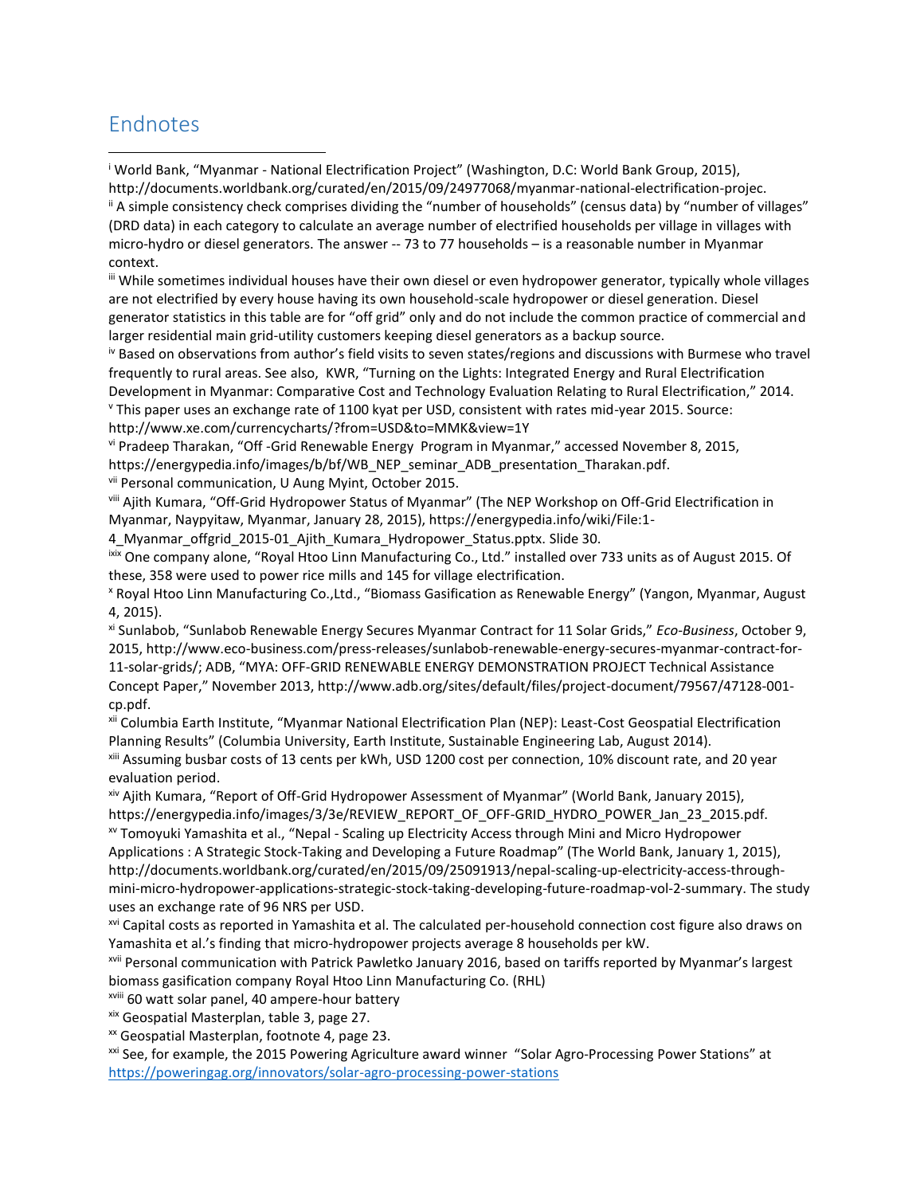## Endnotes

[i] World Bank, "Myanmar - National Electrification Project" (Washington, D.C: World Bank Group, 2015), http://documents.worldbank.org/curated/en/2015/09/24977068/myanmar-national-electrification-projec.

[ii] A simple consistency check comprises dividing the "number of households" (census data) by "number of villages" (DRD data) in each category to calculate an average number of electrified households per village in villages with micro-hydro or diesel generators. The answer -- 73 to 77 households – is a reasonable number in Myanmar context.

[iii] While sometimes individual houses have their own diesel or even hydropower generator, typically whole villages are not electrified by every house having its own household-scale hydropower or diesel generation. Diesel generator statistics in this table are for "off grid" only and do not include the common practice of commercial and larger residential main grid-utility customers keeping diesel generators as a backup source.

[iv] Based on observations from author's field visits to seven states/regions and discussions with Burmese who travel frequently to rural areas. See also, KWR, "Turning on the Lights: Integrated Energy and Rural Electrification Development in Myanmar: Comparative Cost and Technology Evaluation Relating to Rural Electrification," 2014.

[v] This paper uses an exchange rate of 1100 kyat per USD, consistent with rates mid-year 2015. Source: http://www.xe.com/currencycharts/?from=USD&to=MMK&view=1Y

[vi] Pradeep Tharakan, "Off -Grid Renewable Energy Program in Myanmar," accessed November 8, 2015, https://energypedia.info/images/b/bf/WB_NEP_seminar_ADB_presentation_Tharakan.pdf.

[vii] Personal communication, U Aung Myint, October 2015.

[viii] Ajith Kumara, "Off-Grid Hydropower Status of Myanmar" (The NEP Workshop on Off-Grid Electrification in Myanmar, Naypyitaw, Myanmar, January 28, 2015), https://energypedia.info/wiki/File:1-4_Myanmar_offgrid_2015-01_Ajith_Kumara_Hydropower_Status.pptx. Slide 30.

[ixix] One company alone, "Royal Htoo Linn Manufacturing Co., Ltd." installed over 733 units as of August 2015. Of these, 358 were used to power rice mills and 145 for village electrification.

[x] Royal Htoo Linn Manufacturing Co.,Ltd., "Biomass Gasification as Renewable Energy" (Yangon, Myanmar, August 4, 2015).

[xi] Sunlabob, "Sunlabob Renewable Energy Secures Myanmar Contract for 11 Solar Grids," *Eco-Business*, October 9, 2015, http://www.eco-business.com/press-releases/sunlabob-renewable-energy-secures-myanmar-contract-for-11-solar-grids/; ADB, "MYA: OFF-GRID RENEWABLE ENERGY DEMONSTRATION PROJECT Technical Assistance Concept Paper," November 2013, http://www.adb.org/sites/default/files/project-document/79567/47128-001-cp.pdf.

[xii] Columbia Earth Institute, "Myanmar National Electrification Plan (NEP): Least-Cost Geospatial Electrification Planning Results" (Columbia University, Earth Institute, Sustainable Engineering Lab, August 2014).

[xiii] Assuming busbar costs of 13 cents per kWh, USD 1200 cost per connection, 10% discount rate, and 20 year evaluation period.

[xiv] Ajith Kumara, "Report of Off-Grid Hydropower Assessment of Myanmar" (World Bank, January 2015), https://energypedia.info/images/3/3e/REVIEW_REPORT_OF_OFF-GRID_HYDRO_POWER_Jan_23_2015.pdf.

[xv] Tomoyuki Yamashita et al., "Nepal - Scaling up Electricity Access through Mini and Micro Hydropower Applications : A Strategic Stock-Taking and Developing a Future Roadmap" (The World Bank, January 1, 2015), http://documents.worldbank.org/curated/en/2015/09/25091913/nepal-scaling-up-electricity-access-through-mini-micro-hydropower-applications-strategic-stock-taking-developing-future-roadmap-vol-2-summary. The study uses an exchange rate of 96 NRS per USD.

[xvi] Capital costs as reported in Yamashita et al. The calculated per-household connection cost figure also draws on Yamashita et al.'s finding that micro-hydropower projects average 8 households per kW.

[xvii] Personal communication with Patrick Pawletko January 2016, based on tariffs reported by Myanmar's largest biomass gasification company Royal Htoo Linn Manufacturing Co. (RHL)

[xviii] 60 watt solar panel, 40 ampere-hour battery

[xix] Geospatial Masterplan, table 3, page 27.

[xx] Geospatial Masterplan, footnote 4, page 23.

[xxi] See, for example, the 2015 Powering Agriculture award winner "Solar Agro-Processing Power Stations" at https://poweringag.org/innovators/solar-agro-processing-power-stations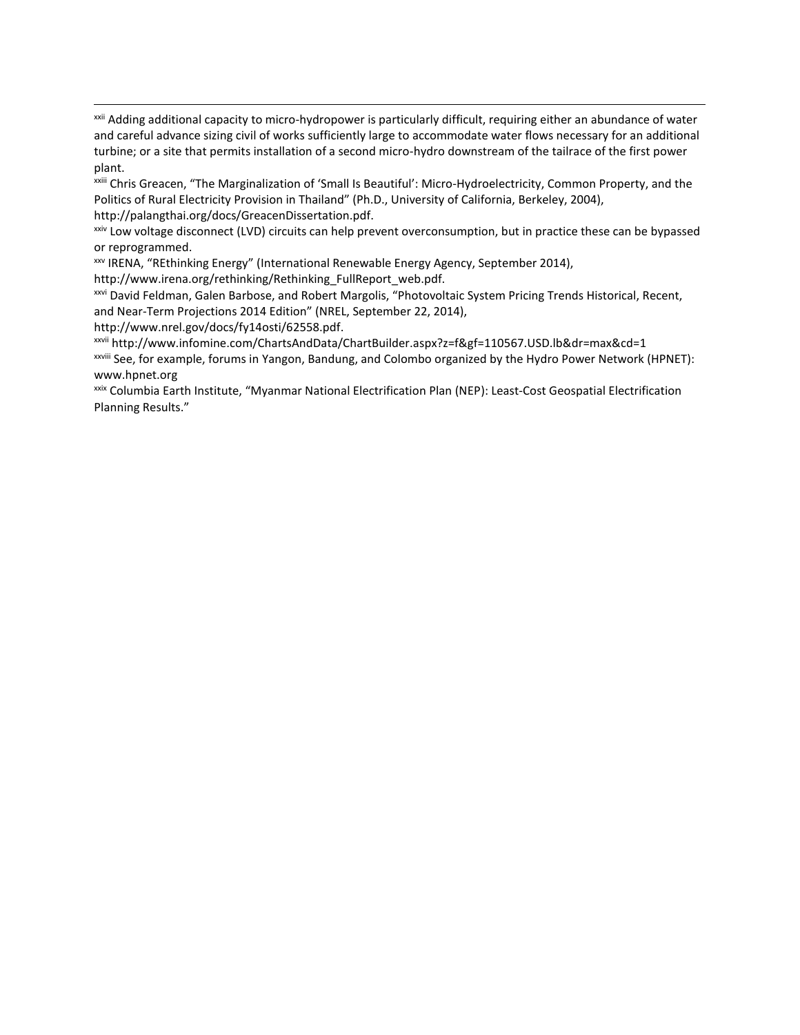[xxii] Adding additional capacity to micro-hydropower is particularly difficult, requiring either an abundance of water and careful advance sizing civil of works sufficiently large to accommodate water flows necessary for an additional turbine; or a site that permits installation of a second micro-hydro downstream of the tailrace of the first power plant.

[xxiii] Chris Greacen, "The Marginalization of 'Small Is Beautiful': Micro-Hydroelectricity, Common Property, and the Politics of Rural Electricity Provision in Thailand" (Ph.D., University of California, Berkeley, 2004), http://palangthai.org/docs/GreacenDissertation.pdf.

[xxiv] Low voltage disconnect (LVD) circuits can help prevent overconsumption, but in practice these can be bypassed or reprogrammed.

[xxv] IRENA, "REthinking Energy" (International Renewable Energy Agency, September 2014), http://www.irena.org/rethinking/Rethinking_FullReport_web.pdf.

[xxvi] David Feldman, Galen Barbose, and Robert Margolis, "Photovoltaic System Pricing Trends Historical, Recent, and Near-Term Projections 2014 Edition" (NREL, September 22, 2014), http://www.nrel.gov/docs/fy14osti/62558.pdf.

[xxvii] http://www.infomine.com/ChartsAndData/ChartBuilder.aspx?z=f&gf=110567.USD.lb&dr=max&cd=1

[xxviii] See, for example, forums in Yangon, Bandung, and Colombo organized by the Hydro Power Network (HPNET): www.hpnet.org

[xxix] Columbia Earth Institute, "Myanmar National Electrification Plan (NEP): Least-Cost Geospatial Electrification Planning Results."